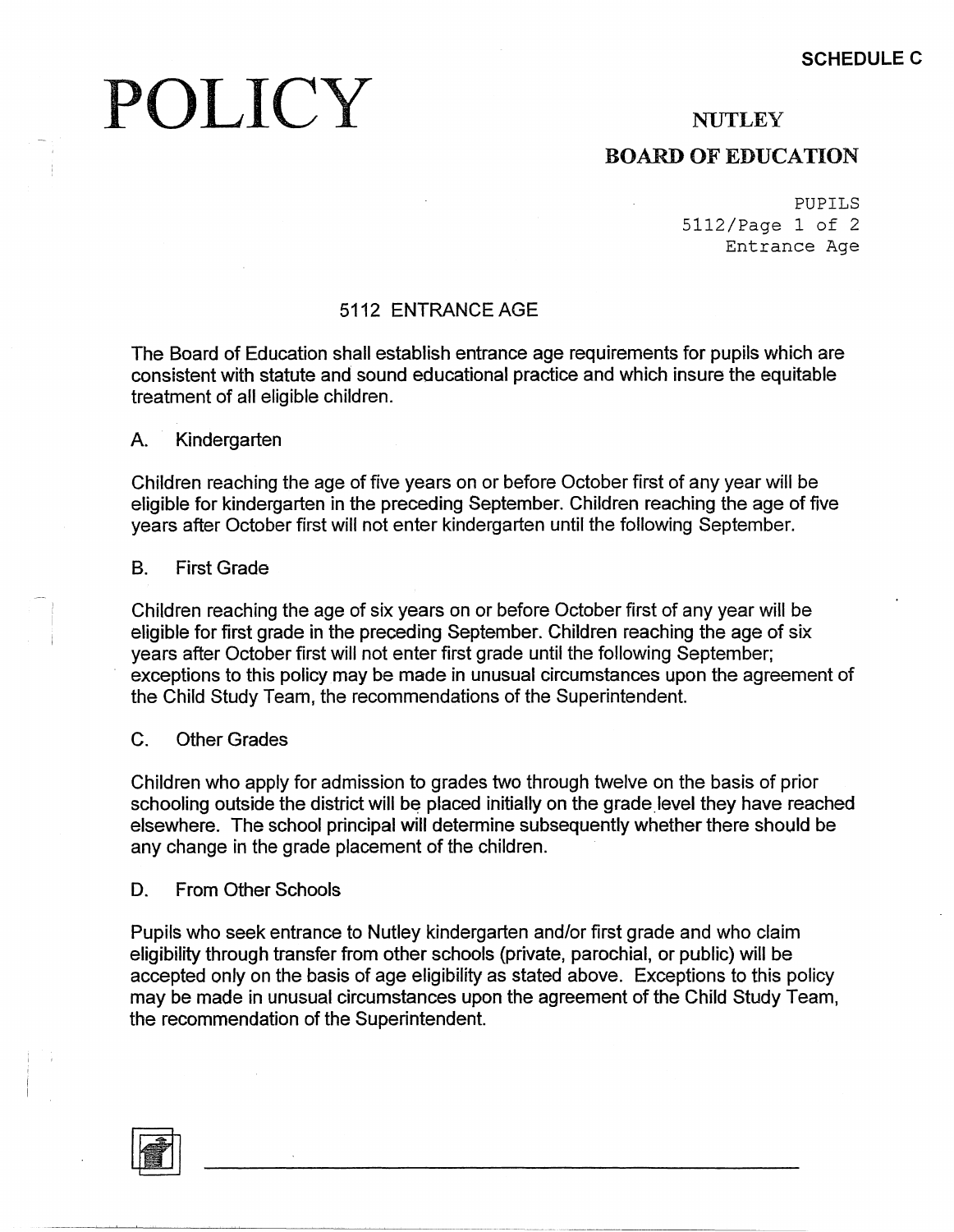SCHEDULE C

# POLICY

## NUTLEY

## BOARD OF EDUCATION

PUPILS
5112/Page 1 of 2
Entrance Age

### 5112 ENTRANCE AGE

The Board of Education shall establish entrance age requirements for pupils which are consistent with statute and sound educational practice and which insure the equitable treatment of all eligible children.

A. Kindergarten

Children reaching the age of five years on or before October first of any year will be eligible for kindergarten in the preceding September. Children reaching the age of five years after October first will not enter kindergarten until the following September.

B. First Grade

Children reaching the age of six years on or before October first of any year will be eligible for first grade in the preceding September. Children reaching the age of six years after October first will not enter first grade until the following September; exceptions to this policy may be made in unusual circumstances upon the agreement of the Child Study Team, the recommendations of the Superintendent.

C. Other Grades

Children who apply for admission to grades two through twelve on the basis of prior schooling outside the district will be placed initially on the grade level they have reached elsewhere. The school principal will determine subsequently whether there should be any change in the grade placement of the children.

D. From Other Schools

Pupils who seek entrance to Nutley kindergarten and/or first grade and who claim eligibility through transfer from other schools (private, parochial, or public) will be accepted only on the basis of age eligibility as stated above. Exceptions to this policy may be made in unusual circumstances upon the agreement of the Child Study Team, the recommendation of the Superintendent.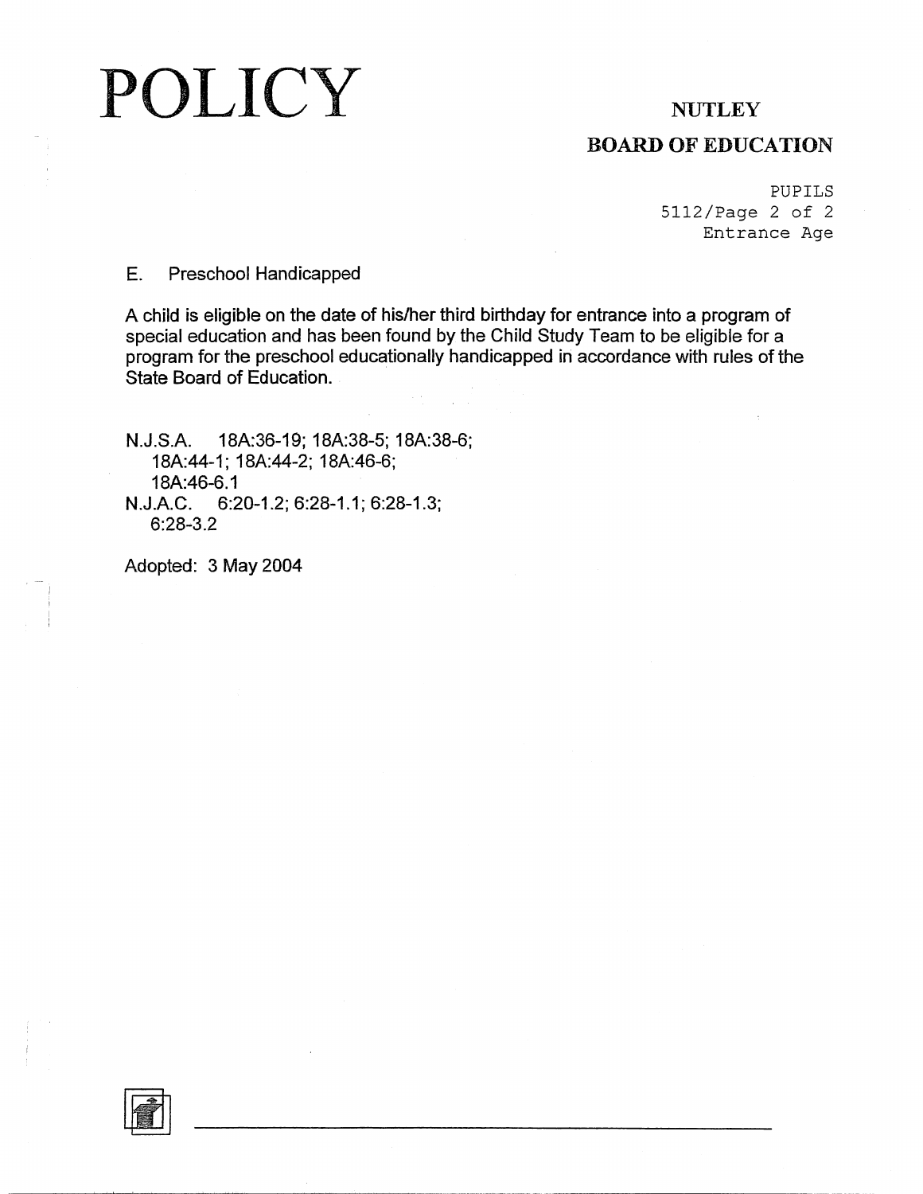E. Preschool Handicapped

A child is eligible on the date of his/her third birthday for entrance into a program of special education and has been found by the Child Study Team to be eligible for a program for the preschool educationally handicapped in accordance with rules of the State Board of Education.

N.J.S.A. 18A:36-19; 18A:38-5; 18A:38-6; 18A:44-1; 18A:44-2; 18A:46-6; 18A:46-6.1
N.J.A.C. 6:20-1.2; 6:28-1.1; 6:28-1.3; 6:28-3.2

Adopted: 3 May 2004